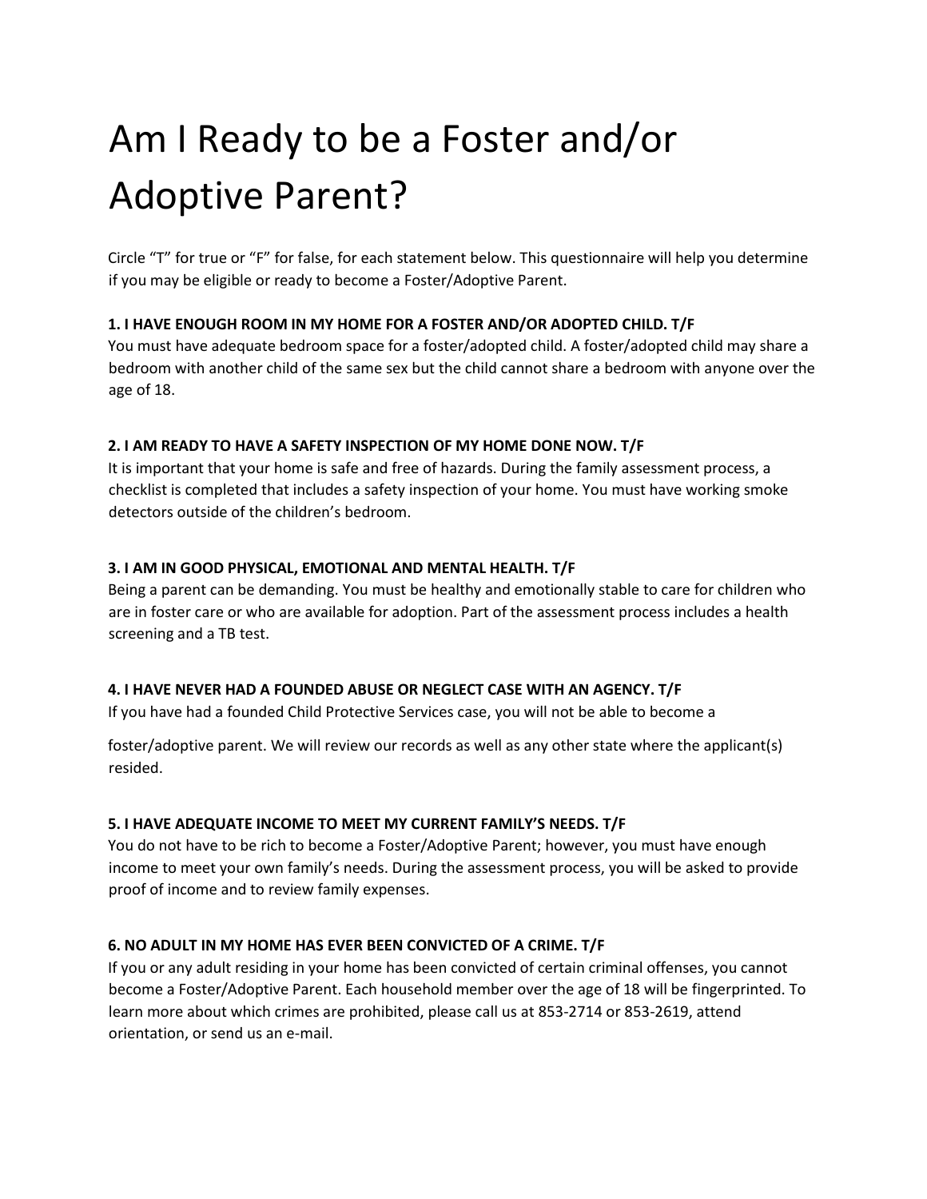# Am I Ready to be a Foster and/or Adoptive Parent?

Circle "T" for true or "F" for false, for each statement below. This questionnaire will help you determine if you may be eligible or ready to become a Foster/Adoptive Parent.

**1. I HAVE ENOUGH ROOM IN MY HOME FOR A FOSTER AND/OR ADOPTED CHILD. T/F**

You must have adequate bedroom space for a foster/adopted child. A foster/adopted child may share a bedroom with another child of the same sex but the child cannot share a bedroom with anyone over the age of 18.

**2. I AM READY TO HAVE A SAFETY INSPECTION OF MY HOME DONE NOW. T/F**

It is important that your home is safe and free of hazards. During the family assessment process, a checklist is completed that includes a safety inspection of your home. You must have working smoke detectors outside of the children's bedroom.

**3. I AM IN GOOD PHYSICAL, EMOTIONAL AND MENTAL HEALTH. T/F**

Being a parent can be demanding. You must be healthy and emotionally stable to care for children who are in foster care or who are available for adoption. Part of the assessment process includes a health screening and a TB test.

**4. I HAVE NEVER HAD A FOUNDED ABUSE OR NEGLECT CASE WITH AN AGENCY. T/F**

If you have had a founded Child Protective Services case, you will not be able to become a foster/adoptive parent. We will review our records as well as any other state where the applicant(s) resided.

**5. I HAVE ADEQUATE INCOME TO MEET MY CURRENT FAMILY'S NEEDS. T/F**

You do not have to be rich to become a Foster/Adoptive Parent; however, you must have enough income to meet your own family's needs. During the assessment process, you will be asked to provide proof of income and to review family expenses.

**6. NO ADULT IN MY HOME HAS EVER BEEN CONVICTED OF A CRIME. T/F**

If you or any adult residing in your home has been convicted of certain criminal offenses, you cannot become a Foster/Adoptive Parent. Each household member over the age of 18 will be fingerprinted. To learn more about which crimes are prohibited, please call us at 853-2714 or 853-2619, attend orientation, or send us an e-mail.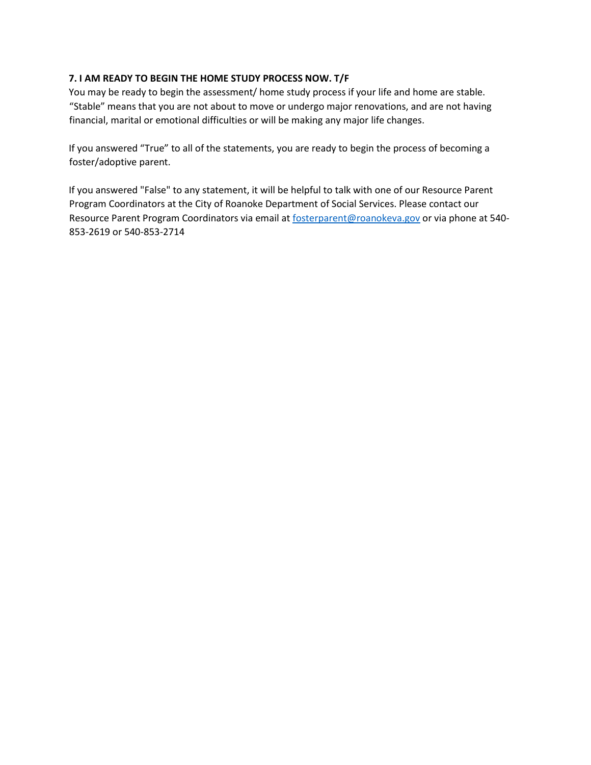**7. I AM READY TO BEGIN THE HOME STUDY PROCESS NOW. T/F**

You may be ready to begin the assessment/ home study process if your life and home are stable. "Stable" means that you are not about to move or undergo major renovations, and are not having financial, marital or emotional difficulties or will be making any major life changes.

If you answered "True" to all of the statements, you are ready to begin the process of becoming a foster/adoptive parent.

If you answered "False" to any statement, it will be helpful to talk with one of our Resource Parent Program Coordinators at the City of Roanoke Department of Social Services. Please contact our Resource Parent Program Coordinators via email at fosterparent@roanokeva.gov or via phone at 540-853-2619 or 540-853-2714